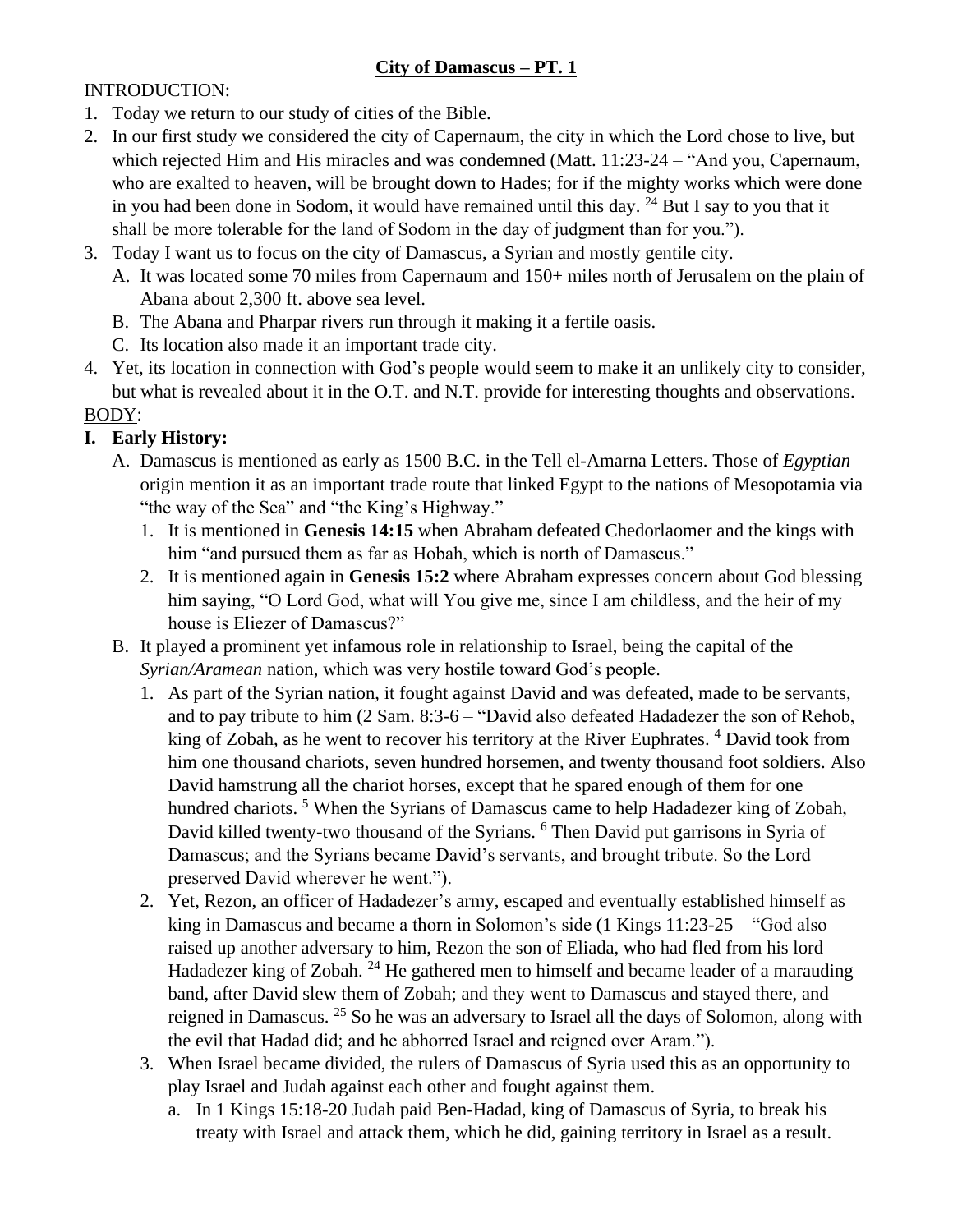# **City of Damascus – PT. 1**

INTRODUCTION:

1. Today we return to our study of cities of the Bible.
2. In our first study we considered the city of Capernaum, the city in which the Lord chose to live, but which rejected Him and His miracles and was condemned (Matt. 11:23-24 – "And you, Capernaum, who are exalted to heaven, will be brought down to Hades; for if the mighty works which were done in you had been done in Sodom, it would have remained until this day. [24] But I say to you that it shall be more tolerable for the land of Sodom in the day of judgment than for you.").
3. Today I want us to focus on the city of Damascus, a Syrian and mostly gentile city.
   A. It was located some 70 miles from Capernaum and 150+ miles north of Jerusalem on the plain of Abana about 2,300 ft. above sea level.
   B. The Abana and Pharpar rivers run through it making it a fertile oasis.
   C. Its location also made it an important trade city.
4. Yet, its location in connection with God's people would seem to make it an unlikely city to consider, but what is revealed about it in the O.T. and N.T. provide for interesting thoughts and observations.

BODY:

**I. Early History:**

A. Damascus is mentioned as early as 1500 B.C. in the Tell el-Amarna Letters. Those of *Egyptian* origin mention it as an important trade route that linked Egypt to the nations of Mesopotamia via "the way of the Sea" and "the King's Highway."
   1. It is mentioned in **Genesis 14:15** when Abraham defeated Chedorlaomer and the kings with him "and pursued them as far as Hobah, which is north of Damascus."
   2. It is mentioned again in **Genesis 15:2** where Abraham expresses concern about God blessing him saying, "O Lord God, what will You give me, since I am childless, and the heir of my house is Eliezer of Damascus?"

B. It played a prominent yet infamous role in relationship to Israel, being the capital of the *Syrian/Aramean* nation, which was very hostile toward God's people.
   1. As part of the Syrian nation, it fought against David and was defeated, made to be servants, and to pay tribute to him (2 Sam. 8:3-6 – "David also defeated Hadadezer the son of Rehob, king of Zobah, as he went to recover his territory at the River Euphrates. [4] David took from him one thousand chariots, seven hundred horsemen, and twenty thousand foot soldiers. Also David hamstrung all the chariot horses, except that he spared enough of them for one hundred chariots. [5] When the Syrians of Damascus came to help Hadadezer king of Zobah, David killed twenty-two thousand of the Syrians. [6] Then David put garrisons in Syria of Damascus; and the Syrians became David's servants, and brought tribute. So the Lord preserved David wherever he went.").
   2. Yet, Rezon, an officer of Hadadezer's army, escaped and eventually established himself as king in Damascus and became a thorn in Solomon's side (1 Kings 11:23-25 – "God also raised up another adversary to him, Rezon the son of Eliada, who had fled from his lord Hadadezer king of Zobah. [24] He gathered men to himself and became leader of a marauding band, after David slew them of Zobah; and they went to Damascus and stayed there, and reigned in Damascus. [25] So he was an adversary to Israel all the days of Solomon, along with the evil that Hadad did; and he abhorred Israel and reigned over Aram.").
   3. When Israel became divided, the rulers of Damascus of Syria used this as an opportunity to play Israel and Judah against each other and fought against them.
      a. In 1 Kings 15:18-20 Judah paid Ben-Hadad, king of Damascus of Syria, to break his treaty with Israel and attack them, which he did, gaining territory in Israel as a result.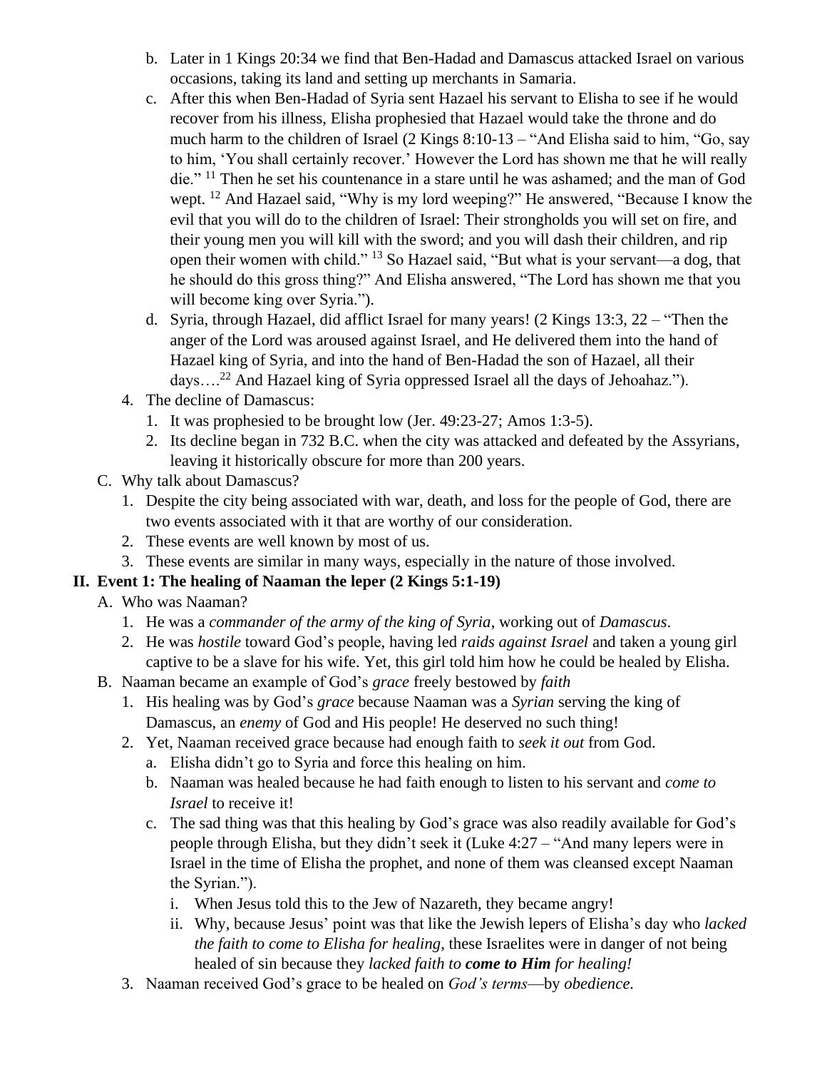b. Later in 1 Kings 20:34 we find that Ben-Hadad and Damascus attacked Israel on various occasions, taking its land and setting up merchants in Samaria.
   c. After this when Ben-Hadad of Syria sent Hazael his servant to Elisha to see if he would recover from his illness, Elisha prophesied that Hazael would take the throne and do much harm to the children of Israel (2 Kings 8:10-13 – "And Elisha said to him, "Go, say to him, 'You shall certainly recover.' However the Lord has shown me that he will really die." [11] Then he set his countenance in a stare until he was ashamed; and the man of God wept. [12] And Hazael said, "Why is my lord weeping?" He answered, "Because I know the evil that you will do to the children of Israel: Their strongholds you will set on fire, and their young men you will kill with the sword; and you will dash their children, and rip open their women with child." [13] So Hazael said, "But what is your servant—a dog, that he should do this gross thing?" And Elisha answered, "The Lord has shown me that you will become king over Syria.").
   d. Syria, through Hazael, did afflict Israel for many years! (2 Kings 13:3, 22 – "Then the anger of the Lord was aroused against Israel, and He delivered them into the hand of Hazael king of Syria, and into the hand of Ben-Hadad the son of Hazael, all their days….[22] And Hazael king of Syria oppressed Israel all the days of Jehoahaz.").
4. The decline of Damascus:
   1. It was prophesied to be brought low (Jer. 49:23-27; Amos 1:3-5).
   2. Its decline began in 732 B.C. when the city was attacked and defeated by the Assyrians, leaving it historically obscure for more than 200 years.

C. Why talk about Damascus?
   1. Despite the city being associated with war, death, and loss for the people of God, there are two events associated with it that are worthy of our consideration.
   2. These events are well known by most of us.
   3. These events are similar in many ways, especially in the nature of those involved.

## II. Event 1: The healing of Naaman the leper (2 Kings 5:1-19)

A. Who was Naaman?
   1. He was a *commander of the army of the king of Syria*, working out of *Damascus*.
   2. He was *hostile* toward God's people, having led *raids against Israel* and taken a young girl captive to be a slave for his wife. Yet, this girl told him how he could be healed by Elisha.

B. Naaman became an example of God's *grace* freely bestowed by *faith*
   1. His healing was by God's *grace* because Naaman was a *Syrian* serving the king of Damascus, an *enemy* of God and His people! He deserved no such thing!
   2. Yet, Naaman received grace because had enough faith to *seek it out* from God.
      a. Elisha didn't go to Syria and force this healing on him.
      b. Naaman was healed because he had faith enough to listen to his servant and *come to Israel* to receive it!
      c. The sad thing was that this healing by God's grace was also readily available for God's people through Elisha, but they didn't seek it (Luke 4:27 – "And many lepers were in Israel in the time of Elisha the prophet, and none of them was cleansed except Naaman the Syrian.").
         i. When Jesus told this to the Jew of Nazareth, they became angry!
         ii. Why, because Jesus' point was that like the Jewish lepers of Elisha's day who *lacked the faith to come to Elisha for healing*, these Israelites were in danger of not being healed of sin because they *lacked faith to* ***come to Him*** *for healing!*
   3. Naaman received God's grace to be healed on *God's terms*—by *obedience*.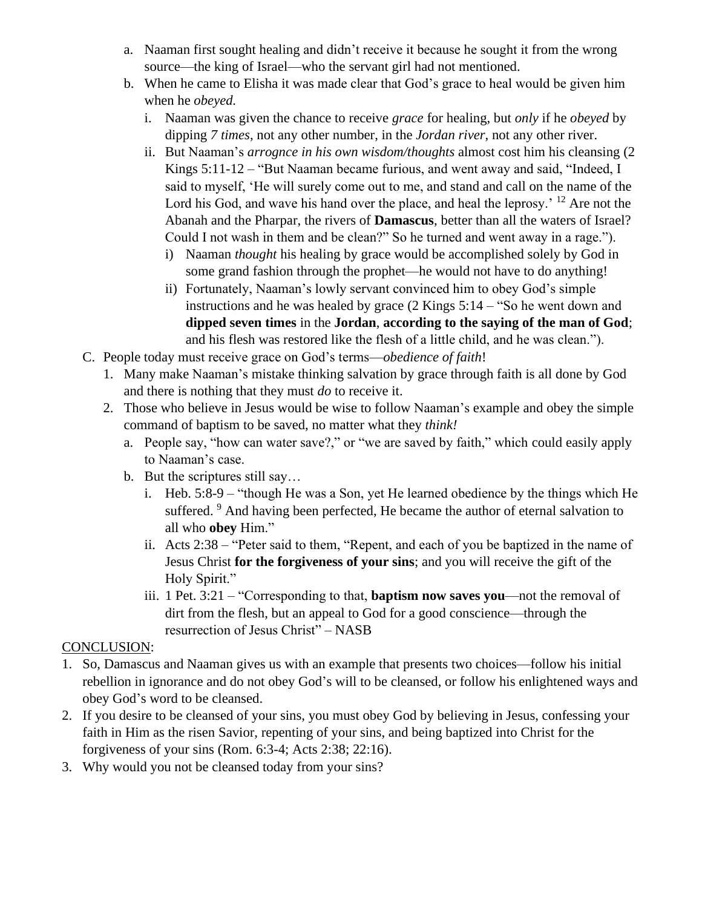a. Naaman first sought healing and didn't receive it because he sought it from the wrong source—the king of Israel—who the servant girl had not mentioned.
   b. When he came to Elisha it was made clear that God's grace to heal would be given him when he *obeyed.*
      i. Naaman was given the chance to receive *grace* for healing, but *only* if he *obeyed* by dipping *7 times*, not any other number, in the *Jordan river*, not any other river.
      ii. But Naaman's *arrognce in his own wisdom/thoughts* almost cost him his cleansing (2 Kings 5:11-12 – "But Naaman became furious, and went away and said, "Indeed, I said to myself, 'He will surely come out to me, and stand and call on the name of the Lord his God, and wave his hand over the place, and heal the leprosy.' [12] Are not the Abanah and the Pharpar, the rivers of **Damascus**, better than all the waters of Israel? Could I not wash in them and be clean?" So he turned and went away in a rage.").
         i) Naaman *thought* his healing by grace would be accomplished solely by God in some grand fashion through the prophet—he would not have to do anything!
         ii) Fortunately, Naaman's lowly servant convinced him to obey God's simple instructions and he was healed by grace (2 Kings 5:14 – "So he went down and **dipped seven times** in the **Jordan**, **according to the saying of the man of God**; and his flesh was restored like the flesh of a little child, and he was clean.").

C. People today must receive grace on God's terms—*obedience of faith*!
   1. Many make Naaman's mistake thinking salvation by grace through faith is all done by God and there is nothing that they must *do* to receive it.
   2. Those who believe in Jesus would be wise to follow Naaman's example and obey the simple command of baptism to be saved, no matter what they *think!*
      a. People say, "how can water save?," or "we are saved by faith," which could easily apply to Naaman's case.
      b. But the scriptures still say…
         i. Heb. 5:8-9 – "though He was a Son, yet He learned obedience by the things which He suffered. [9] And having been perfected, He became the author of eternal salvation to all who **obey** Him."
         ii. Acts 2:38 – "Peter said to them, "Repent, and each of you be baptized in the name of Jesus Christ **for the forgiveness of your sins**; and you will receive the gift of the Holy Spirit."
         iii. 1 Pet. 3:21 – "Corresponding to that, **baptism now saves you**—not the removal of dirt from the flesh, but an appeal to God for a good conscience—through the resurrection of Jesus Christ" – NASB

<u>CONCLUSION</u>:

1. So, Damascus and Naaman gives us with an example that presents two choices—follow his initial rebellion in ignorance and do not obey God's will to be cleansed, or follow his enlightened ways and obey God's word to be cleansed.
2. If you desire to be cleansed of your sins, you must obey God by believing in Jesus, confessing your faith in Him as the risen Savior, repenting of your sins, and being baptized into Christ for the forgiveness of your sins (Rom. 6:3-4; Acts 2:38; 22:16).
3. Why would you not be cleansed today from your sins?